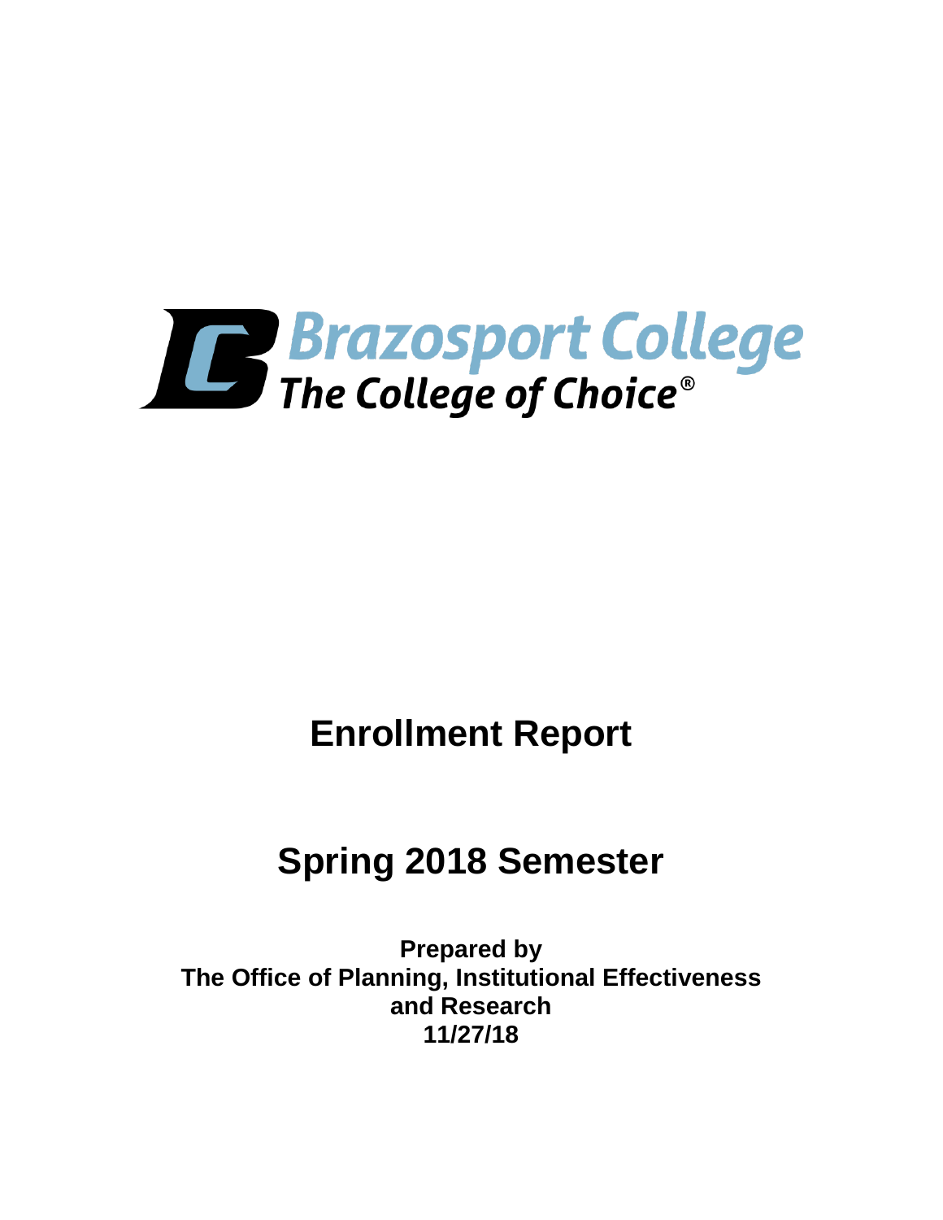Brazosport College

The College of Choice®

# Enrollment Report

# Spring 2018 Semester

**Prepared by**
**The Office of Planning, Institutional Effectiveness and Research**
**11/27/18**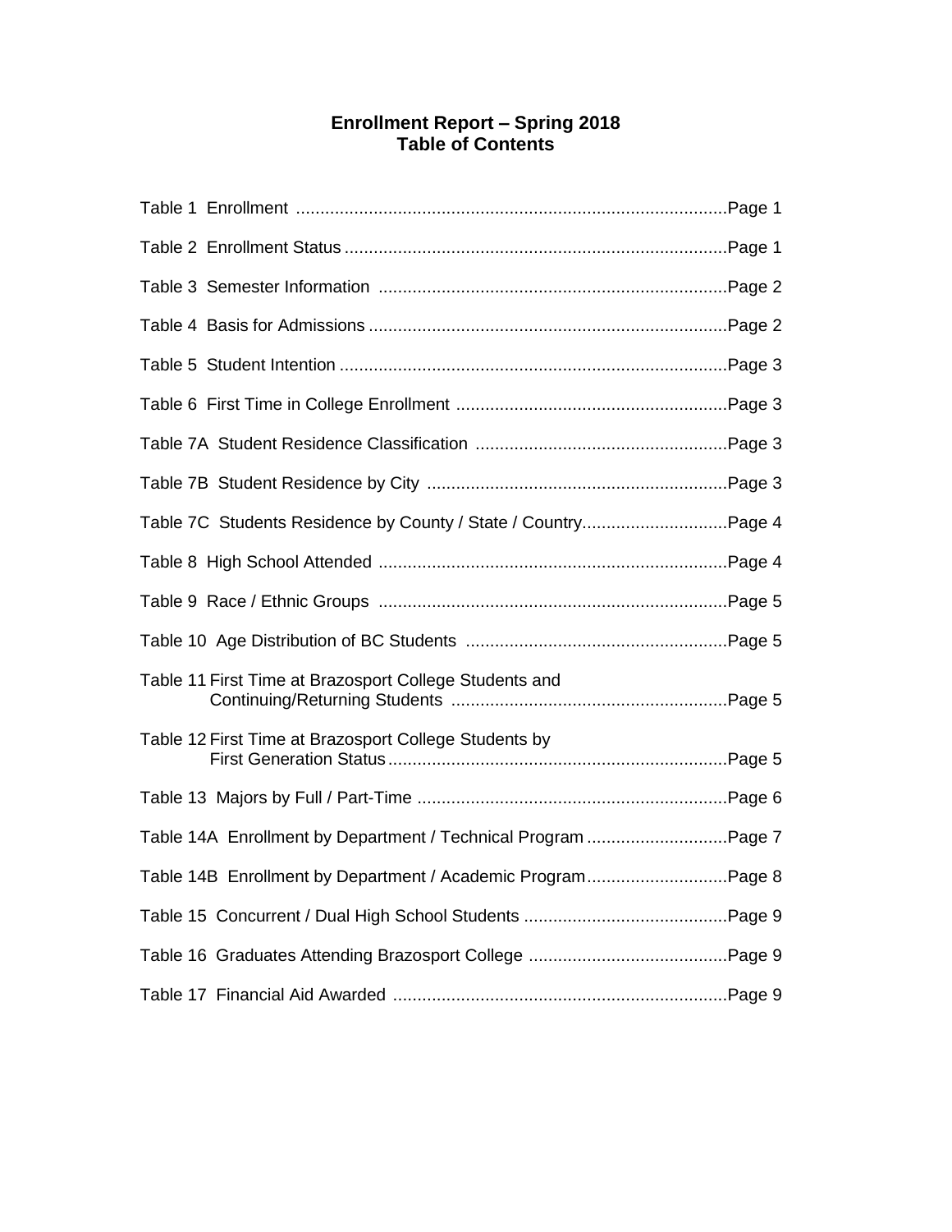# Enrollment Report – Spring 2018
## Table of Contents

| Table | Page |
|---|---|
| Table 1 Enrollment | Page 1 |
| Table 2 Enrollment Status | Page 1 |
| Table 3 Semester Information | Page 2 |
| Table 4 Basis for Admissions | Page 2 |
| Table 5 Student Intention | Page 3 |
| Table 6 First Time in College Enrollment | Page 3 |
| Table 7A Student Residence Classification | Page 3 |
| Table 7B Student Residence by City | Page 3 |
| Table 7C Students Residence by County / State / Country | Page 4 |
| Table 8 High School Attended | Page 4 |
| Table 9 Race / Ethnic Groups | Page 5 |
| Table 10 Age Distribution of BC Students | Page 5 |
| Table 11 First Time at Brazosport College Students and Continuing/Returning Students | Page 5 |
| Table 12 First Time at Brazosport College Students by First Generation Status | Page 5 |
| Table 13 Majors by Full / Part-Time | Page 6 |
| Table 14A Enrollment by Department / Technical Program | Page 7 |
| Table 14B Enrollment by Department / Academic Program | Page 8 |
| Table 15 Concurrent / Dual High School Students | Page 9 |
| Table 16 Graduates Attending Brazosport College | Page 9 |
| Table 17 Financial Aid Awarded | Page 9 |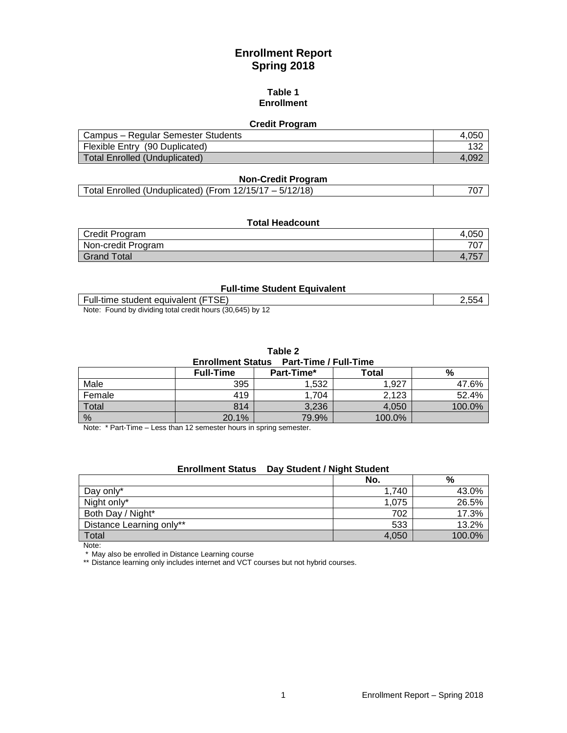# Enrollment Report
# Spring 2018

## Table 1
## Enrollment

### Credit Program

| | |
|---|---|
| Campus – Regular Semester Students | 4,050 |
| Flexible Entry (90 Duplicated) | 132 |
| Total Enrolled (Unduplicated) | 4,092 |

### Non-Credit Program

| | |
|---|---|
| Total Enrolled (Unduplicated) (From 12/15/17 – 5/12/18) | 707 |

### Total Headcount

| | |
|---|---|
| Credit Program | 4,050 |
| Non-credit Program | 707 |
| Grand Total | 4,757 |

### Full-time Student Equivalent

| | |
|---|---|
| Full-time student equivalent (FTSE) | 2,554 |

Note: Found by dividing total credit hours (30,645) by 12

## Table 2
### Enrollment Status Part-Time / Full-Time

| | Full-Time | Part-Time* | Total | % |
|---|---|---|---|---|
| Male | 395 | 1,532 | 1,927 | 47.6% |
| Female | 419 | 1,704 | 2,123 | 52.4% |
| Total | 814 | 3,236 | 4,050 | 100.0% |
| % | 20.1% | 79.9% | 100.0% | |

Note: * Part-Time – Less than 12 semester hours in spring semester.

### Enrollment Status Day Student / Night Student

| | No. | % |
|---|---|---|
| Day only* | 1,740 | 43.0% |
| Night only* | 1,075 | 26.5% |
| Both Day / Night* | 702 | 17.3% |
| Distance Learning only** | 533 | 13.2% |
| Total | 4,050 | 100.0% |

Note:
* May also be enrolled in Distance Learning course
** Distance learning only includes internet and VCT courses but not hybrid courses.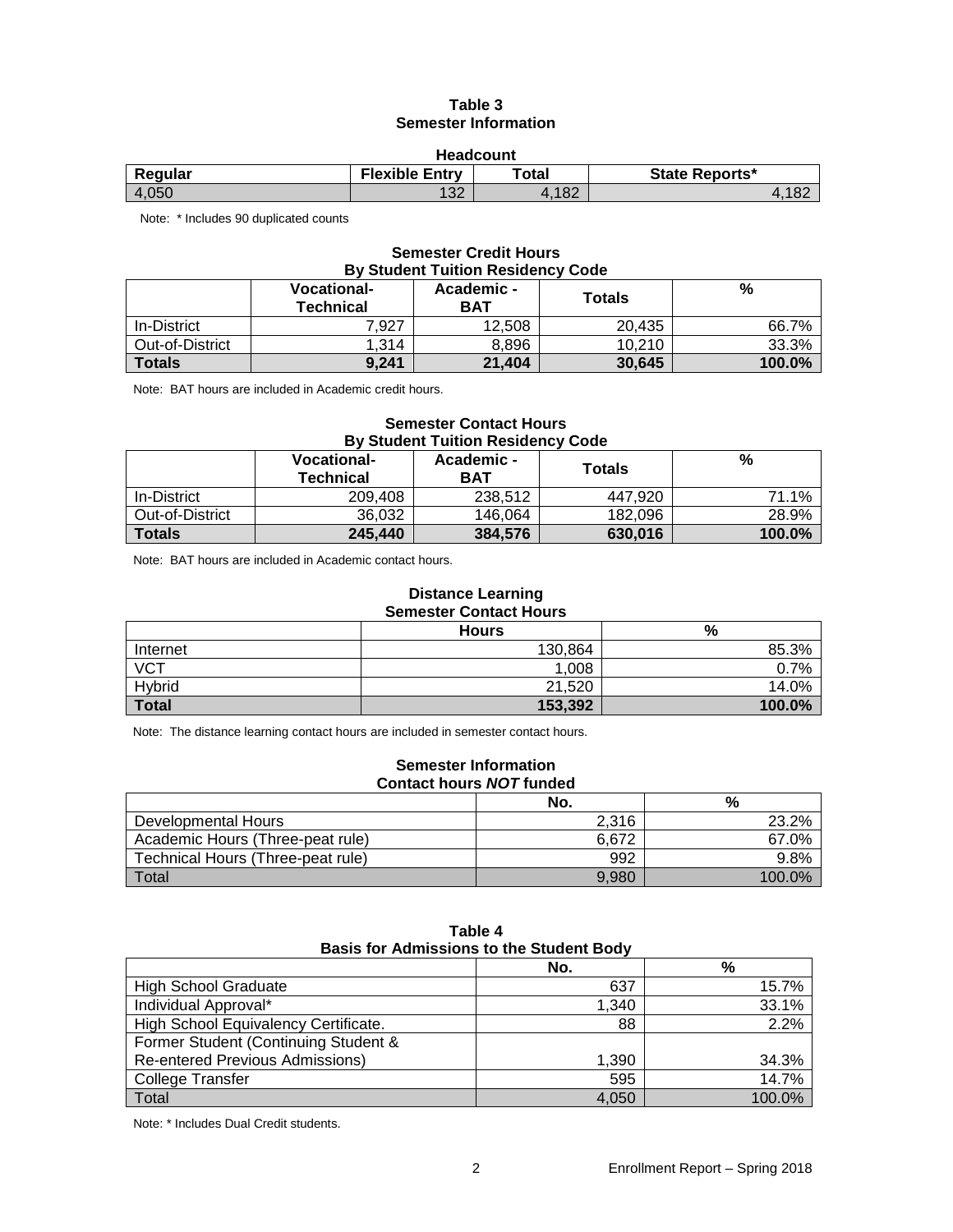# Table 3
## Semester Information

**Headcount**

| Regular | Flexible Entry | Total | State Reports* |
|---|---|---|---|
| 4,050 | 132 | 4,182 | 4,182 |

Note: * Includes 90 duplicated counts

**Semester Credit Hours**
**By Student Tuition Residency Code**

| | Vocational-Technical | Academic - BAT | Totals | % |
|---|---|---|---|---|
| In-District | 7,927 | 12,508 | 20,435 | 66.7% |
| Out-of-District | 1,314 | 8,896 | 10,210 | 33.3% |
| **Totals** | **9,241** | **21,404** | **30,645** | **100.0%** |

Note: BAT hours are included in Academic credit hours.

**Semester Contact Hours**
**By Student Tuition Residency Code**

| | Vocational-Technical | Academic - BAT | Totals | % |
|---|---|---|---|---|
| In-District | 209,408 | 238,512 | 447,920 | 71.1% |
| Out-of-District | 36,032 | 146,064 | 182,096 | 28.9% |
| **Totals** | **245,440** | **384,576** | **630,016** | **100.0%** |

Note: BAT hours are included in Academic contact hours.

**Distance Learning**
**Semester Contact Hours**

| | Hours | % |
|---|---|---|
| Internet | 130,864 | 85.3% |
| VCT | 1,008 | 0.7% |
| Hybrid | 21,520 | 14.0% |
| **Total** | **153,392** | **100.0%** |

Note: The distance learning contact hours are included in semester contact hours.

**Semester Information**
**Contact hours *NOT* funded**

| | No. | % |
|---|---|---|
| Developmental Hours | 2,316 | 23.2% |
| Academic Hours (Three-peat rule) | 6,672 | 67.0% |
| Technical Hours (Three-peat rule) | 992 | 9.8% |
| Total | 9,980 | 100.0% |

# Table 4
## Basis for Admissions to the Student Body

| | No. | % |
|---|---|---|
| High School Graduate | 637 | 15.7% |
| Individual Approval* | 1,340 | 33.1% |
| High School Equivalency Certificate. | 88 | 2.2% |
| Former Student (Continuing Student & Re-entered Previous Admissions) | 1,390 | 34.3% |
| College Transfer | 595 | 14.7% |
| Total | 4,050 | 100.0% |

Note: * Includes Dual Credit students.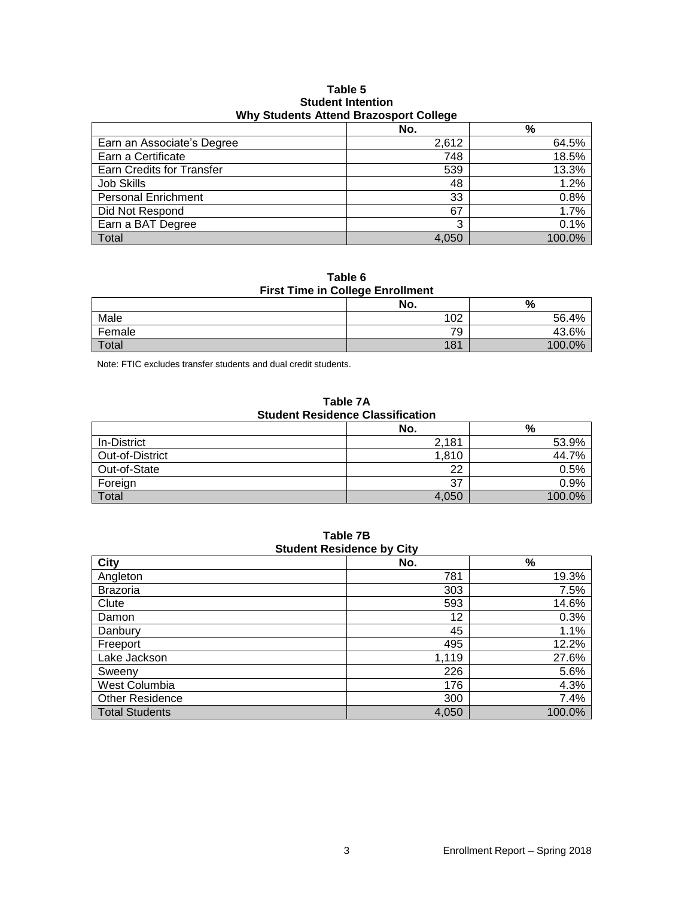**Table 5**
**Student Intention**
**Why Students Attend Brazosport College**

| | No. | % |
|---|---:|---:|
| Earn an Associate's Degree | 2,612 | 64.5% |
| Earn a Certificate | 748 | 18.5% |
| Earn Credits for Transfer | 539 | 13.3% |
| Job Skills | 48 | 1.2% |
| Personal Enrichment | 33 | 0.8% |
| Did Not Respond | 67 | 1.7% |
| Earn a BAT Degree | 3 | 0.1% |
| Total | 4,050 | 100.0% |

**Table 6**
**First Time in College Enrollment**

| | No. | % |
|---|---:|---:|
| Male | 102 | 56.4% |
| Female | 79 | 43.6% |
| Total | 181 | 100.0% |

Note: FTIC excludes transfer students and dual credit students.

**Table 7A**
**Student Residence Classification**

| | No. | % |
|---|---:|---:|
| In-District | 2,181 | 53.9% |
| Out-of-District | 1,810 | 44.7% |
| Out-of-State | 22 | 0.5% |
| Foreign | 37 | 0.9% |
| Total | 4,050 | 100.0% |

**Table 7B**
**Student Residence by City**

| City | No. | % |
|---|---:|---:|
| Angleton | 781 | 19.3% |
| Brazoria | 303 | 7.5% |
| Clute | 593 | 14.6% |
| Damon | 12 | 0.3% |
| Danbury | 45 | 1.1% |
| Freeport | 495 | 12.2% |
| Lake Jackson | 1,119 | 27.6% |
| Sweeny | 226 | 5.6% |
| West Columbia | 176 | 4.3% |
| Other Residence | 300 | 7.4% |
| Total Students | 4,050 | 100.0% |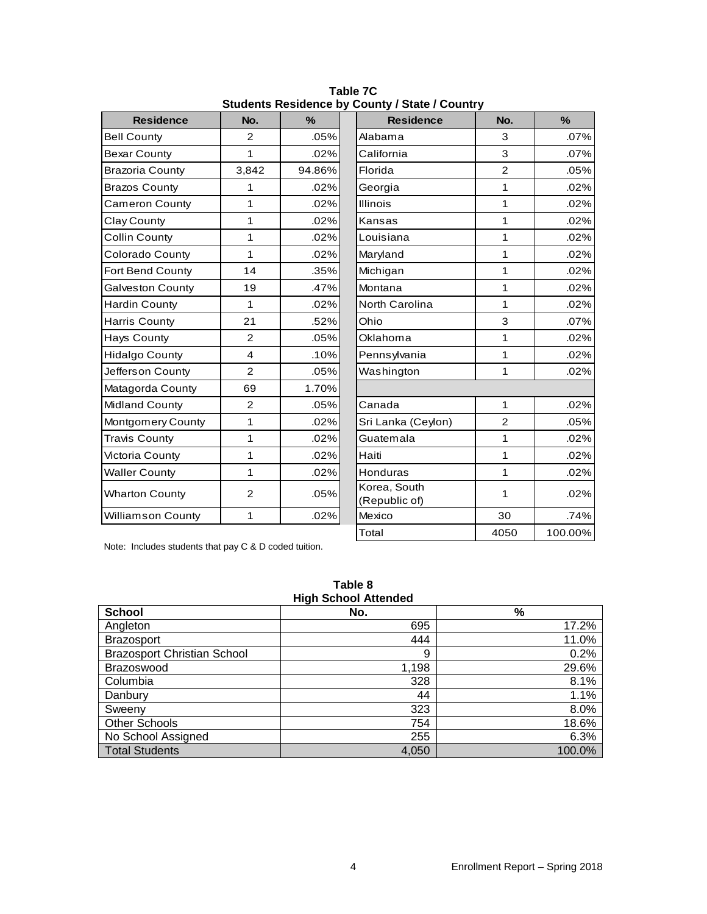**Table 7C**
**Students Residence by County / State / Country**

| Residence | No. | % | Residence | No. | % |
|---|---|---|---|---|---|
| Bell County | 2 | .05% | Alabama | 3 | .07% |
| Bexar County | 1 | .02% | California | 3 | .07% |
| Brazoria County | 3,842 | 94.86% | Florida | 2 | .05% |
| Brazos County | 1 | .02% | Georgia | 1 | .02% |
| Cameron County | 1 | .02% | Illinois | 1 | .02% |
| Clay County | 1 | .02% | Kansas | 1 | .02% |
| Collin County | 1 | .02% | Louisiana | 1 | .02% |
| Colorado County | 1 | .02% | Maryland | 1 | .02% |
| Fort Bend County | 14 | .35% | Michigan | 1 | .02% |
| Galveston County | 19 | .47% | Montana | 1 | .02% |
| Hardin County | 1 | .02% | North Carolina | 1 | .02% |
| Harris County | 21 | .52% | Ohio | 3 | .07% |
| Hays County | 2 | .05% | Oklahoma | 1 | .02% |
| Hidalgo County | 4 | .10% | Pennsylvania | 1 | .02% |
| Jefferson County | 2 | .05% | Washington | 1 | .02% |
| Matagorda County | 69 | 1.70% | | | |
| Midland County | 2 | .05% | Canada | 1 | .02% |
| Montgomery County | 1 | .02% | Sri Lanka (Ceylon) | 2 | .05% |
| Travis County | 1 | .02% | Guatemala | 1 | .02% |
| Victoria County | 1 | .02% | Haiti | 1 | .02% |
| Waller County | 1 | .02% | Honduras | 1 | .02% |
| Wharton County | 2 | .05% | Korea, South (Republic of) | 1 | .02% |
| Williamson County | 1 | .02% | Mexico | 30 | .74% |
| | | | Total | 4050 | 100.00% |

Note: Includes students that pay C & D coded tuition.

**Table 8**
**High School Attended**

| School | No. | % |
|---|---|---|
| Angleton | 695 | 17.2% |
| Brazosport | 444 | 11.0% |
| Brazosport Christian School | 9 | 0.2% |
| Brazoswood | 1,198 | 29.6% |
| Columbia | 328 | 8.1% |
| Danbury | 44 | 1.1% |
| Sweeny | 323 | 8.0% |
| Other Schools | 754 | 18.6% |
| No School Assigned | 255 | 6.3% |
| Total Students | 4,050 | 100.0% |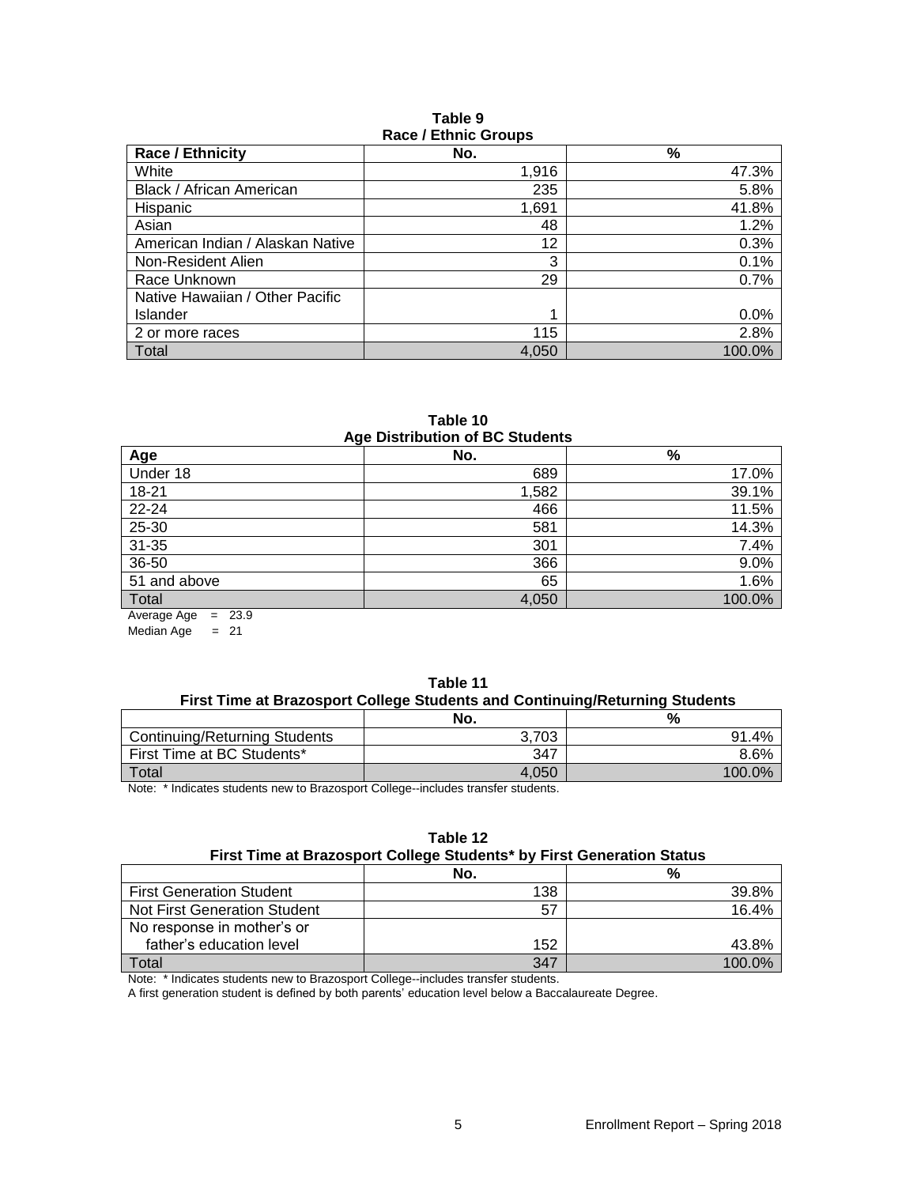**Table 9**
**Race / Ethnic Groups**

| Race / Ethnicity | No. | % |
|---|---|---|
| White | 1,916 | 47.3% |
| Black / African American | 235 | 5.8% |
| Hispanic | 1,691 | 41.8% |
| Asian | 48 | 1.2% |
| American Indian / Alaskan Native | 12 | 0.3% |
| Non-Resident Alien | 3 | 0.1% |
| Race Unknown | 29 | 0.7% |
| Native Hawaiian / Other Pacific Islander | 1 | 0.0% |
| 2 or more races | 115 | 2.8% |
| Total | 4,050 | 100.0% |

**Table 10**
**Age Distribution of BC Students**

| Age | No. | % |
|---|---|---|
| Under 18 | 689 | 17.0% |
| 18-21 | 1,582 | 39.1% |
| 22-24 | 466 | 11.5% |
| 25-30 | 581 | 14.3% |
| 31-35 | 301 | 7.4% |
| 36-50 | 366 | 9.0% |
| 51 and above | 65 | 1.6% |
| Total | 4,050 | 100.0% |

Average Age = 23.9
Median Age = 21

**Table 11**
**First Time at Brazosport College Students and Continuing/Returning Students**

| | No. | % |
|---|---|---|
| Continuing/Returning Students | 3,703 | 91.4% |
| First Time at BC Students* | 347 | 8.6% |
| Total | 4,050 | 100.0% |

Note: * Indicates students new to Brazosport College--includes transfer students.

**Table 12**
**First Time at Brazosport College Students* by First Generation Status**

| | No. | % |
|---|---|---|
| First Generation Student | 138 | 39.8% |
| Not First Generation Student | 57 | 16.4% |
| No response in mother's or father's education level | 152 | 43.8% |
| Total | 347 | 100.0% |

Note: * Indicates students new to Brazosport College--includes transfer students.
A first generation student is defined by both parents' education level below a Baccalaureate Degree.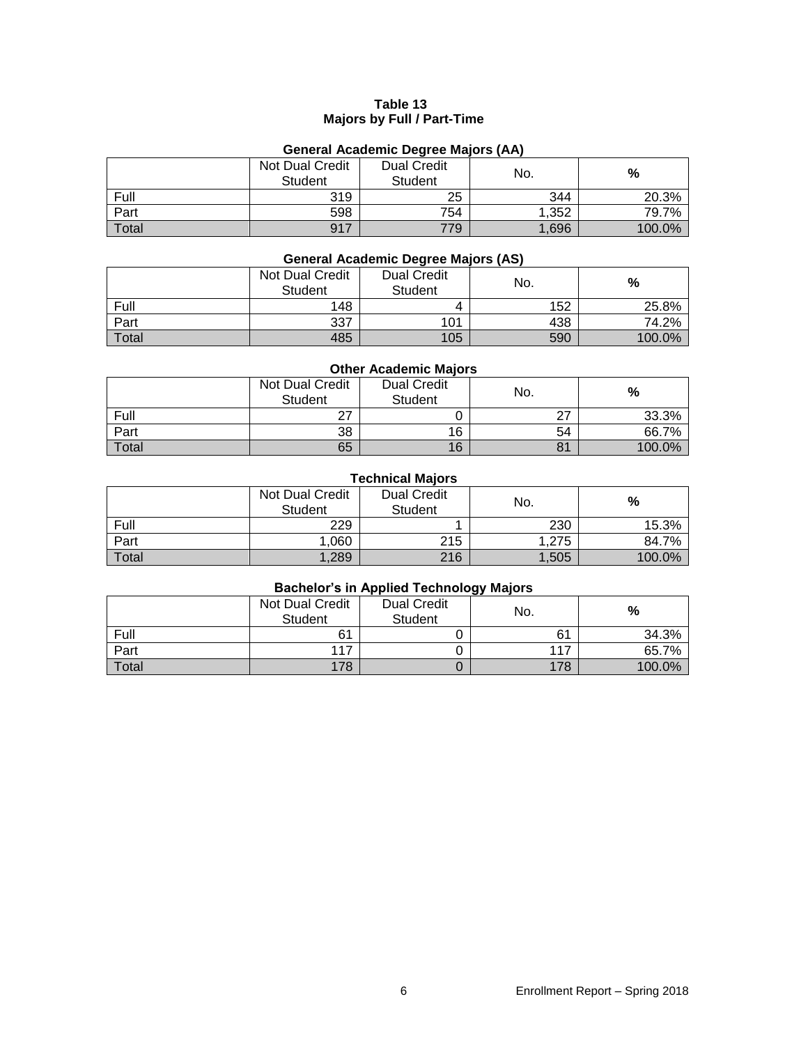# Table 13
## Majors by Full / Part-Time

### General Academic Degree Majors (AA)

| | Not Dual Credit Student | Dual Credit Student | No. | % |
|---|---|---|---|---|
| Full | 319 | 25 | 344 | 20.3% |
| Part | 598 | 754 | 1,352 | 79.7% |
| Total | 917 | 779 | 1,696 | 100.0% |

### General Academic Degree Majors (AS)

| | Not Dual Credit Student | Dual Credit Student | No. | % |
|---|---|---|---|---|
| Full | 148 | 4 | 152 | 25.8% |
| Part | 337 | 101 | 438 | 74.2% |
| Total | 485 | 105 | 590 | 100.0% |

### Other Academic Majors

| | Not Dual Credit Student | Dual Credit Student | No. | % |
|---|---|---|---|---|
| Full | 27 | 0 | 27 | 33.3% |
| Part | 38 | 16 | 54 | 66.7% |
| Total | 65 | 16 | 81 | 100.0% |

### Technical Majors

| | Not Dual Credit Student | Dual Credit Student | No. | % |
|---|---|---|---|---|
| Full | 229 | 1 | 230 | 15.3% |
| Part | 1,060 | 215 | 1,275 | 84.7% |
| Total | 1,289 | 216 | 1,505 | 100.0% |

### Bachelor's in Applied Technology Majors

| | Not Dual Credit Student | Dual Credit Student | No. | % |
|---|---|---|---|---|
| Full | 61 | 0 | 61 | 34.3% |
| Part | 117 | 0 | 117 | 65.7% |
| Total | 178 | 0 | 178 | 100.0% |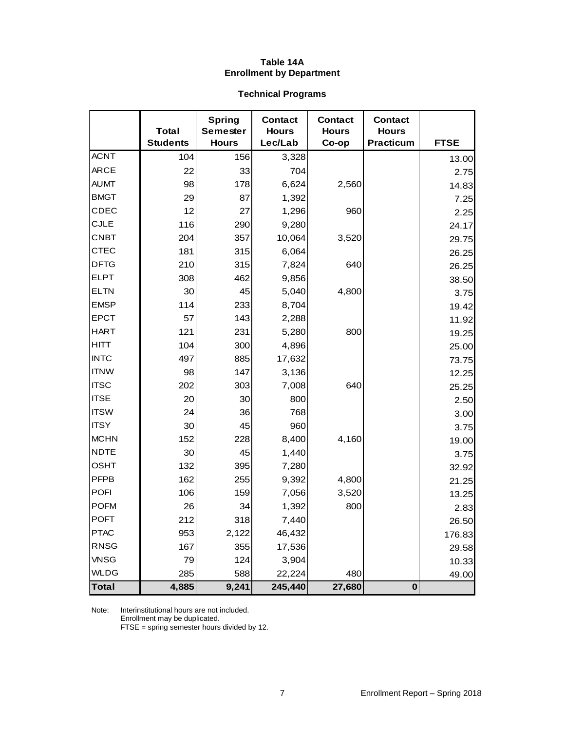# Table 14A
## Enrollment by Department

### Technical Programs

| | Total Students | Spring Semester Hours | Contact Hours Lec/Lab | Contact Hours Co-op | Contact Hours Practicum | FTSE |
|---|---|---|---|---|---|---|
| ACNT | 104 | 156 | 3,328 | | | 13.00 |
| ARCE | 22 | 33 | 704 | | | 2.75 |
| AUMT | 98 | 178 | 6,624 | 2,560 | | 14.83 |
| BMGT | 29 | 87 | 1,392 | | | 7.25 |
| CDEC | 12 | 27 | 1,296 | 960 | | 2.25 |
| CJLE | 116 | 290 | 9,280 | | | 24.17 |
| CNBT | 204 | 357 | 10,064 | 3,520 | | 29.75 |
| CTEC | 181 | 315 | 6,064 | | | 26.25 |
| DFTG | 210 | 315 | 7,824 | 640 | | 26.25 |
| ELPT | 308 | 462 | 9,856 | | | 38.50 |
| ELTN | 30 | 45 | 5,040 | 4,800 | | 3.75 |
| EMSP | 114 | 233 | 8,704 | | | 19.42 |
| EPCT | 57 | 143 | 2,288 | | | 11.92 |
| HART | 121 | 231 | 5,280 | 800 | | 19.25 |
| HITT | 104 | 300 | 4,896 | | | 25.00 |
| INTC | 497 | 885 | 17,632 | | | 73.75 |
| ITNW | 98 | 147 | 3,136 | | | 12.25 |
| ITSC | 202 | 303 | 7,008 | 640 | | 25.25 |
| ITSE | 20 | 30 | 800 | | | 2.50 |
| ITSW | 24 | 36 | 768 | | | 3.00 |
| ITSY | 30 | 45 | 960 | | | 3.75 |
| MCHN | 152 | 228 | 8,400 | 4,160 | | 19.00 |
| NDTE | 30 | 45 | 1,440 | | | 3.75 |
| OSHT | 132 | 395 | 7,280 | | | 32.92 |
| PFPB | 162 | 255 | 9,392 | 4,800 | | 21.25 |
| POFI | 106 | 159 | 7,056 | 3,520 | | 13.25 |
| POFM | 26 | 34 | 1,392 | 800 | | 2.83 |
| POFT | 212 | 318 | 7,440 | | | 26.50 |
| PTAC | 953 | 2,122 | 46,432 | | | 176.83 |
| RNSG | 167 | 355 | 17,536 | | | 29.58 |
| VNSG | 79 | 124 | 3,904 | | | 10.33 |
| WLDG | 285 | 588 | 22,224 | 480 | | 49.00 |
| **Total** | **4,885** | **9,241** | **245,440** | **27,680** | **0** | |

Note: Interinstitutional hours are not included.
Enrollment may be duplicated.
FTSE = spring semester hours divided by 12.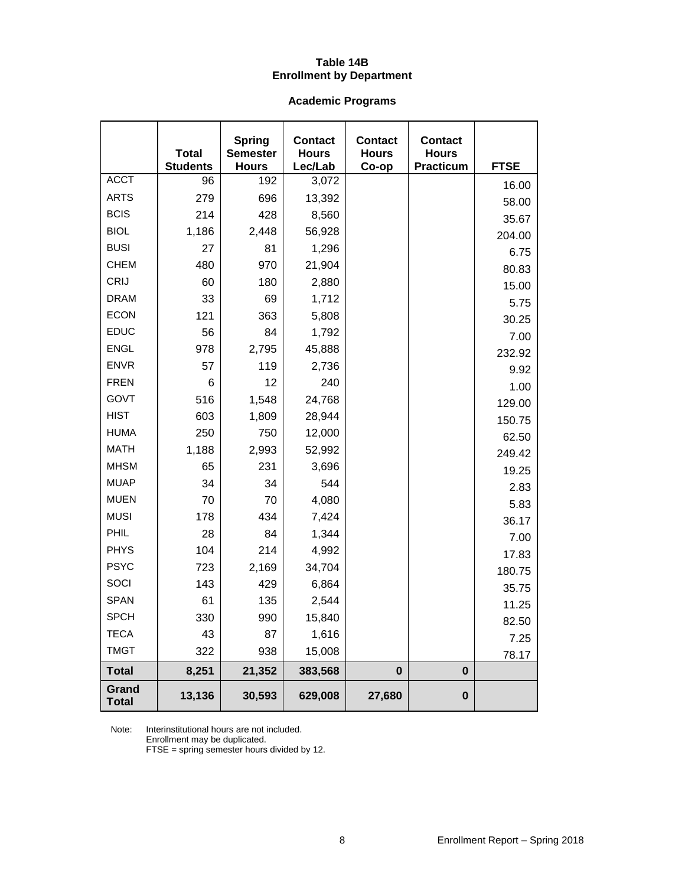# Table 14B
## Enrollment by Department

### Academic Programs

| | Total Students | Spring Semester Hours | Contact Hours Lec/Lab | Contact Hours Co-op | Contact Hours Practicum | FTSE |
|---|---|---|---|---|---|---|
| ACCT | 96 | 192 | 3,072 | | | 16.00 |
| ARTS | 279 | 696 | 13,392 | | | 58.00 |
| BCIS | 214 | 428 | 8,560 | | | 35.67 |
| BIOL | 1,186 | 2,448 | 56,928 | | | 204.00 |
| BUSI | 27 | 81 | 1,296 | | | 6.75 |
| CHEM | 480 | 970 | 21,904 | | | 80.83 |
| CRIJ | 60 | 180 | 2,880 | | | 15.00 |
| DRAM | 33 | 69 | 1,712 | | | 5.75 |
| ECON | 121 | 363 | 5,808 | | | 30.25 |
| EDUC | 56 | 84 | 1,792 | | | 7.00 |
| ENGL | 978 | 2,795 | 45,888 | | | 232.92 |
| ENVR | 57 | 119 | 2,736 | | | 9.92 |
| FREN | 6 | 12 | 240 | | | 1.00 |
| GOVT | 516 | 1,548 | 24,768 | | | 129.00 |
| HIST | 603 | 1,809 | 28,944 | | | 150.75 |
| HUMA | 250 | 750 | 12,000 | | | 62.50 |
| MATH | 1,188 | 2,993 | 52,992 | | | 249.42 |
| MHSM | 65 | 231 | 3,696 | | | 19.25 |
| MUAP | 34 | 34 | 544 | | | 2.83 |
| MUEN | 70 | 70 | 4,080 | | | 5.83 |
| MUSI | 178 | 434 | 7,424 | | | 36.17 |
| PHIL | 28 | 84 | 1,344 | | | 7.00 |
| PHYS | 104 | 214 | 4,992 | | | 17.83 |
| PSYC | 723 | 2,169 | 34,704 | | | 180.75 |
| SOCI | 143 | 429 | 6,864 | | | 35.75 |
| SPAN | 61 | 135 | 2,544 | | | 11.25 |
| SPCH | 330 | 990 | 15,840 | | | 82.50 |
| TECA | 43 | 87 | 1,616 | | | 7.25 |
| TMGT | 322 | 938 | 15,008 | | | 78.17 |
| **Total** | **8,251** | **21,352** | **383,568** | **0** | **0** | |
| **Grand Total** | **13,136** | **30,593** | **629,008** | **27,680** | **0** | |

Note: Interinstitutional hours are not included.
Enrollment may be duplicated.
FTSE = spring semester hours divided by 12.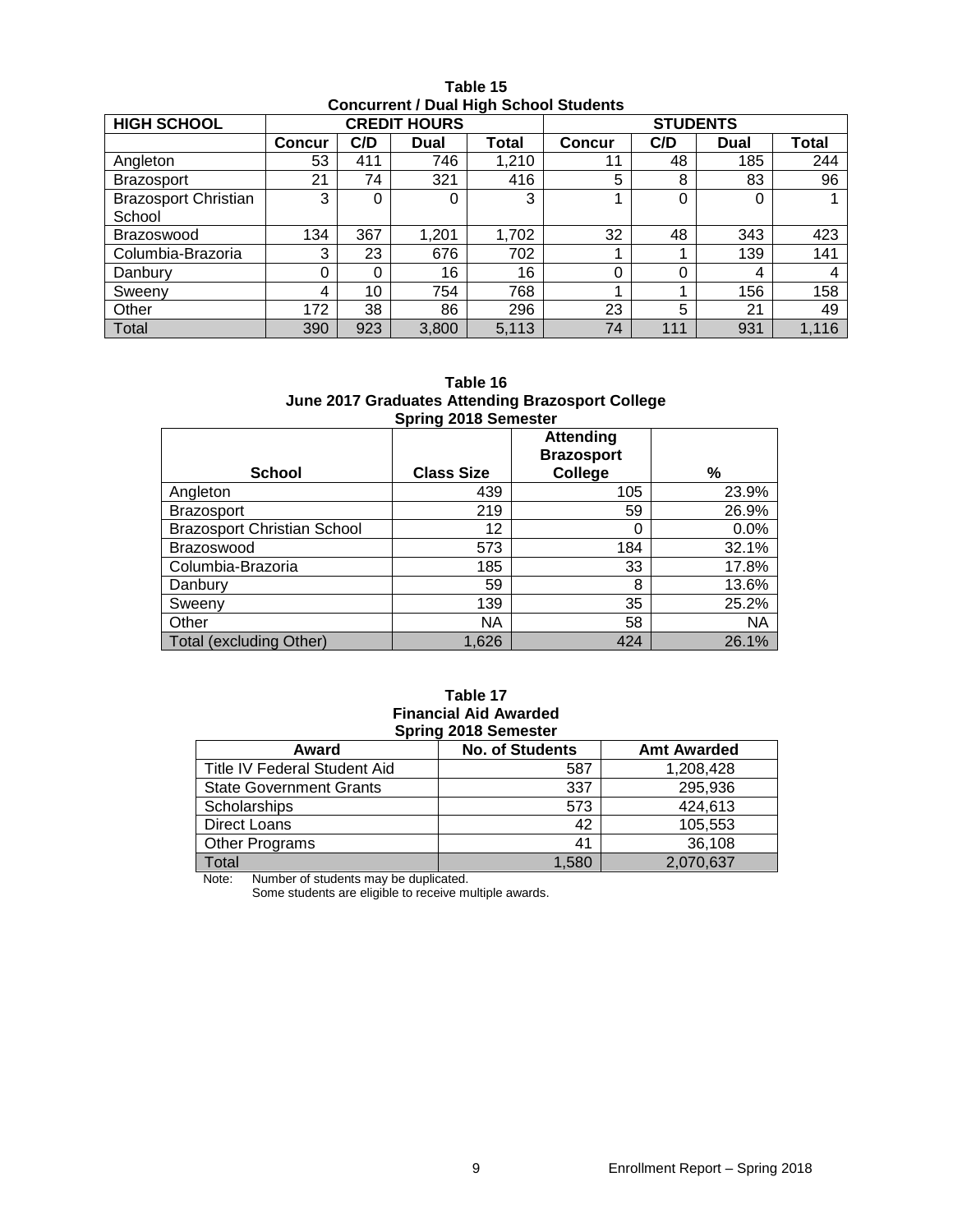**Table 15**
**Concurrent / Dual High School Students**

| HIGH SCHOOL | CREDIT HOURS | | | | STUDENTS | | | |
|---|---|---|---|---|---|---|---|---|
| | Concur | C/D | Dual | Total | Concur | C/D | Dual | Total |
| Angleton | 53 | 411 | 746 | 1,210 | 11 | 48 | 185 | 244 |
| Brazosport | 21 | 74 | 321 | 416 | 5 | 8 | 83 | 96 |
| Brazosport Christian School | 3 | 0 | 0 | 3 | 1 | 0 | 0 | 1 |
| Brazoswood | 134 | 367 | 1,201 | 1,702 | 32 | 48 | 343 | 423 |
| Columbia-Brazoria | 3 | 23 | 676 | 702 | 1 | 1 | 139 | 141 |
| Danbury | 0 | 0 | 16 | 16 | 0 | 0 | 4 | 4 |
| Sweeny | 4 | 10 | 754 | 768 | 1 | 1 | 156 | 158 |
| Other | 172 | 38 | 86 | 296 | 23 | 5 | 21 | 49 |
| Total | 390 | 923 | 3,800 | 5,113 | 74 | 111 | 931 | 1,116 |

**Table 16**
**June 2017 Graduates Attending Brazosport College**
**Spring 2018 Semester**

| School | Class Size | Attending Brazosport College | % |
|---|---|---|---|
| Angleton | 439 | 105 | 23.9% |
| Brazosport | 219 | 59 | 26.9% |
| Brazosport Christian School | 12 | 0 | 0.0% |
| Brazoswood | 573 | 184 | 32.1% |
| Columbia-Brazoria | 185 | 33 | 17.8% |
| Danbury | 59 | 8 | 13.6% |
| Sweeny | 139 | 35 | 25.2% |
| Other | NA | 58 | NA |
| Total (excluding Other) | 1,626 | 424 | 26.1% |

**Table 17**
**Financial Aid Awarded**
**Spring 2018 Semester**

| Award | No. of Students | Amt Awarded |
|---|---|---|
| Title IV Federal Student Aid | 587 | 1,208,428 |
| State Government Grants | 337 | 295,936 |
| Scholarships | 573 | 424,613 |
| Direct Loans | 42 | 105,553 |
| Other Programs | 41 | 36,108 |
| Total | 1,580 | 2,070,637 |

Note: Number of students may be duplicated.
Some students are eligible to receive multiple awards.